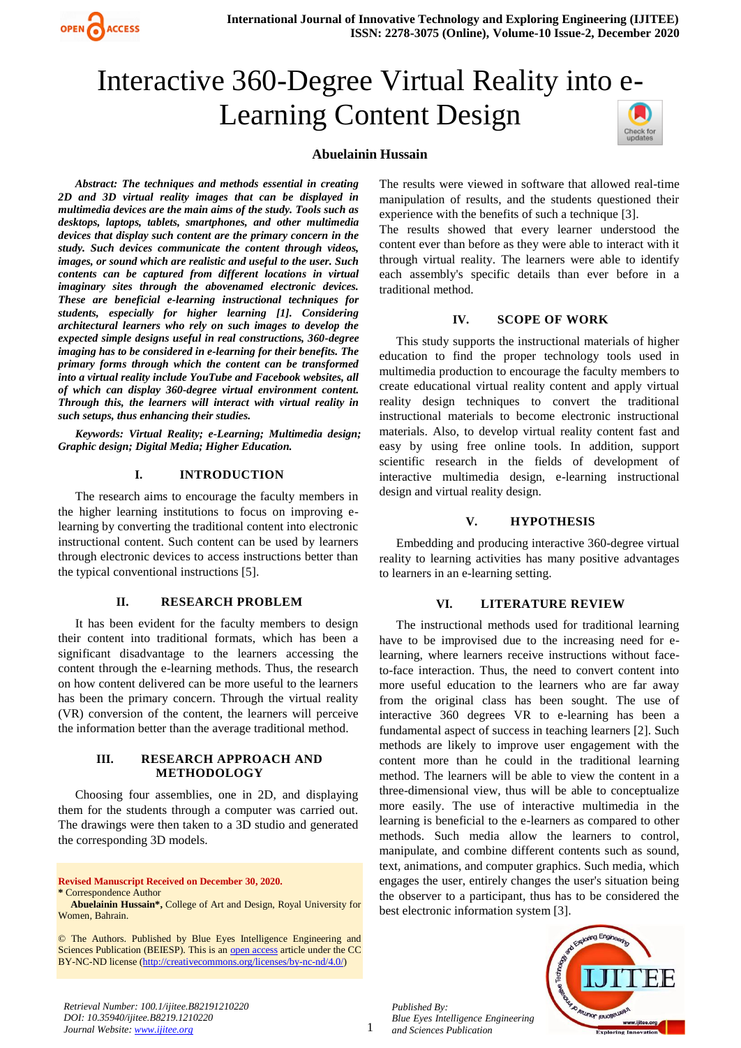# Interactive 360-Degree Virtual Reality into e-Learning Content Design

**Abuelainin Hussain**

***Abstract:*** ***The techniques and methods essential in creating 2D and 3D virtual reality images that can be displayed in multimedia devices are the main aims of the study. Tools such as desktops, laptops, tablets, smartphones, and other multimedia devices that display such content are the primary concern in the study. Such devices communicate the content through videos, images, or sound which are realistic and useful to the user. Such contents can be captured from different locations in virtual imaginary sites through the abovenamed electronic devices. These are beneficial e-learning instructional techniques for students, especially for higher learning [1]. Considering architectural learners who rely on such images to develop the expected simple designs useful in real constructions, 360-degree imaging has to be considered in e-learning for their benefits. The primary forms through which the content can be transformed into a virtual reality include YouTube and Facebook websites, all of which can display 360-degree virtual environment content. Through this, the learners will interact with virtual reality in such setups, thus enhancing their studies.***

***Keywords:*** ***Virtual Reality; e-Learning; Multimedia design; Graphic design; Digital Media; Higher Education.***

## I. INTRODUCTION

The research aims to encourage the faculty members in the higher learning institutions to focus on improving e-learning by converting the traditional content into electronic instructional content. Such content can be used by learners through electronic devices to access instructions better than the typical conventional instructions [5].

## II. RESEARCH PROBLEM

It has been evident for the faculty members to design their content into traditional formats, which has been a significant disadvantage to the learners accessing the content through the e-learning methods. Thus, the research on how content delivered can be more useful to the learners has been the primary concern. Through the virtual reality (VR) conversion of the content, the learners will perceive the information better than the average traditional method.

## III. RESEARCH APPROACH AND METHODOLOGY

Choosing four assemblies, one in 2D, and displaying them for the students through a computer was carried out. The drawings were then taken to a 3D studio and generated the corresponding 3D models.

The results were viewed in software that allowed real-time manipulation of results, and the students questioned their experience with the benefits of such a technique [3].

The results showed that every learner understood the content ever than before as they were able to interact with it through virtual reality. The learners were able to identify each assembly's specific details than ever before in a traditional method.

## IV. SCOPE OF WORK

This study supports the instructional materials of higher education to find the proper technology tools used in multimedia production to encourage the faculty members to create educational virtual reality content and apply virtual reality design techniques to convert the traditional instructional materials to become electronic instructional materials. Also, to develop virtual reality content fast and easy by using free online tools. In addition, support scientific research in the fields of development of interactive multimedia design, e-learning instructional design and virtual reality design.

## V. HYPOTHESIS

Embedding and producing interactive 360-degree virtual reality to learning activities has many positive advantages to learners in an e-learning setting.

## VI. LITERATURE REVIEW

The instructional methods used for traditional learning have to be improvised due to the increasing need for e-learning, where learners receive instructions without face-to-face interaction. Thus, the need to convert content into more useful education to the learners who are far away from the original class has been sought. The use of interactive 360 degrees VR to e-learning has been a fundamental aspect of success in teaching learners [2]. Such methods are likely to improve user engagement with the content more than he could in the traditional learning method. The learners will be able to view the content in a three-dimensional view, thus will be able to conceptualize more easily. The use of interactive multimedia in the learning is beneficial to the e-learners as compared to other methods. Such media allow the learners to control, manipulate, and combine different contents such as sound, text, animations, and computer graphics. Such media, which engages the user, entirely changes the user's situation being the observer to a participant, thus has to be considered the best electronic information system [3].

---

**Revised Manuscript Received on December 30, 2020.**
\* Correspondence Author
**Abuelainin Hussain\*,** College of Art and Design, Royal University for Women, Bahrain.

© The Authors. Published by Blue Eyes Intelligence Engineering and Sciences Publication (BEIESP). This is an open access article under the CC BY-NC-ND license (http://creativecommons.org/licenses/by-nc-nd/4.0/)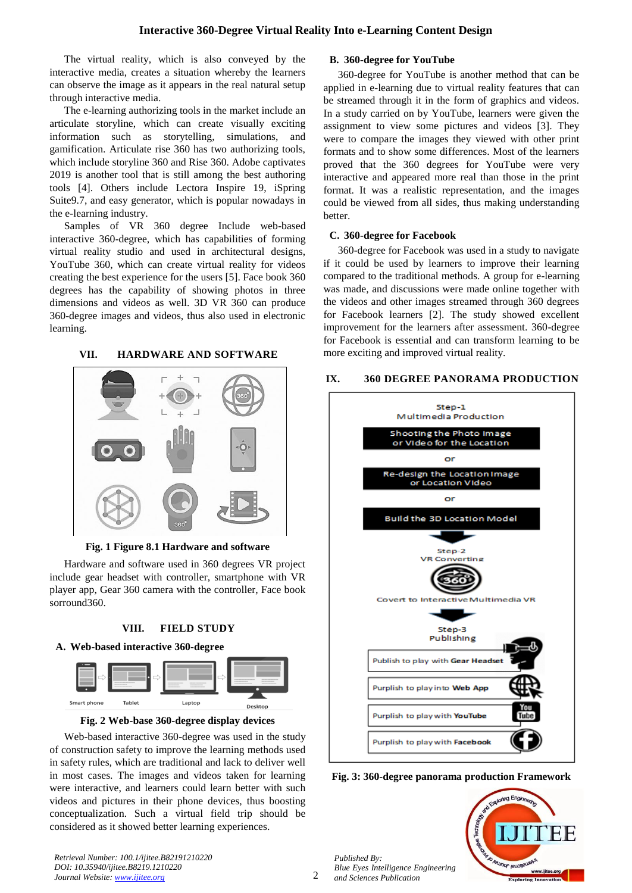The virtual reality, which is also conveyed by the interactive media, creates a situation whereby the learners can observe the image as it appears in the real natural setup through interactive media.

The e-learning authorizing tools in the market include an articulate storyline, which can create visually exciting information such as storytelling, simulations, and gamification. Articulate rise 360 has two authorizing tools, which include storyline 360 and Rise 360. Adobe captivates 2019 is another tool that is still among the best authoring tools [4]. Others include Lectora Inspire 19, iSpring Suite9.7, and easy generator, which is popular nowadays in the e-learning industry.

Samples of VR 360 degree Include web-based interactive 360-degree, which has capabilities of forming virtual reality studio and used in architectural designs, YouTube 360, which can create virtual reality for videos creating the best experience for the users [5]. Face book 360 degrees has the capability of showing photos in three dimensions and videos as well. 3D VR 360 can produce 360-degree images and videos, thus also used in electronic learning.

## VII. HARDWARE AND SOFTWARE

**Fig. 1 Figure 8.1 Hardware and software**

Hardware and software used in 360 degrees VR project include gear headset with controller, smartphone with VR player app, Gear 360 camera with the controller, Face book sorround360.

## VIII. FIELD STUDY

### A. Web-based interactive 360-degree

**Fig. 2 Web-base 360-degree display devices**

Web-based interactive 360-degree was used in the study of construction safety to improve the learning methods used in safety rules, which are traditional and lack to deliver well in most cases. The images and videos taken for learning were interactive, and learners could learn better with such videos and pictures in their phone devices, thus boosting conceptualization. Such a virtual field trip should be considered as it showed better learning experiences.

### B. 360-degree for YouTube

360-degree for YouTube is another method that can be applied in e-learning due to virtual reality features that can be streamed through it in the form of graphics and videos. In a study carried on by YouTube, learners were given the assignment to view some pictures and videos [3]. They were to compare the images they viewed with other print formats and to show some differences. Most of the learners proved that the 360 degrees for YouTube were very interactive and appeared more real than those in the print format. It was a realistic representation, and the images could be viewed from all sides, thus making understanding better.

### C. 360-degree for Facebook

360-degree for Facebook was used in a study to navigate if it could be used by learners to improve their learning compared to the traditional methods. A group for e-learning was made, and discussions were made online together with the videos and other images streamed through 360 degrees for Facebook learners [2]. The study showed excellent improvement for the learners after assessment. 360-degree for Facebook is essential and can transform learning to be more exciting and improved virtual reality.

## IX. 360 DEGREE PANORAMA PRODUCTION

**Fig. 3: 360-degree panorama production Framework**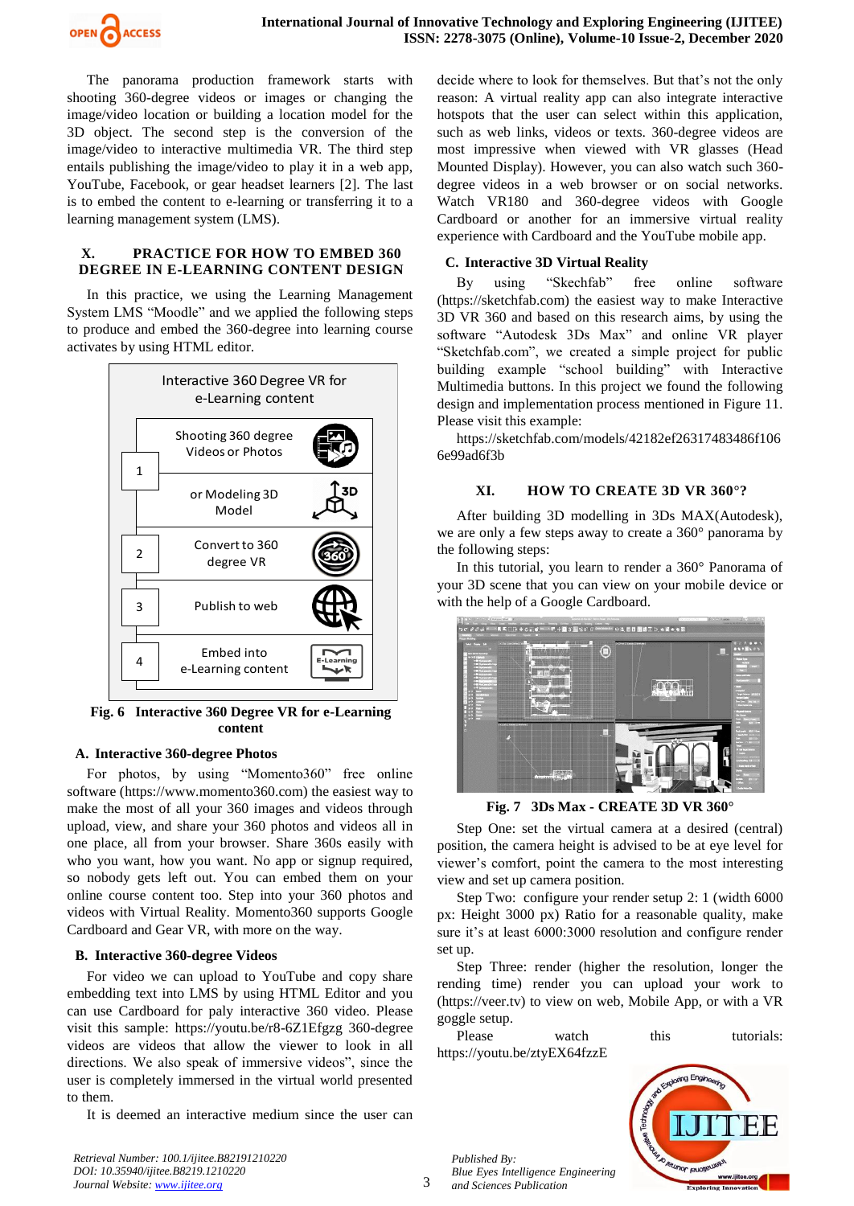The panorama production framework starts with shooting 360-degree videos or images or changing the image/video location or building a location model for the 3D object. The second step is the conversion of the image/video to interactive multimedia VR. The third step entails publishing the image/video to play it in a web app, YouTube, Facebook, or gear headset learners [2]. The last is to embed the content to e-learning or transferring it to a learning management system (LMS).

## X. PRACTICE FOR HOW TO EMBED 360 DEGREE IN E-LEARNING CONTENT DESIGN

In this practice, we using the Learning Management System LMS "Moodle" and we applied the following steps to produce and embed the 360-degree into learning course activates by using HTML editor.

Interactive 360 Degree VR for e-Learning content

| | |
|---|---|
| 1 | Shooting 360 degree Videos or Photos |
| | or Modeling 3D Model |
| 2 | Convert to 360 degree VR |
| 3 | Publish to web |
| 4 | Embed into e-Learning content |

**Fig. 6 Interactive 360 Degree VR for e-Learning content**

### A. Interactive 360-degree Photos

For photos, by using "Momento360" free online software (https://www.momento360.com) the easiest way to make the most of all your 360 images and videos through upload, view, and share your 360 photos and videos all in one place, all from your browser. Share 360s easily with who you want, how you want. No app or signup required, so nobody gets left out. You can embed them on your online course content too. Step into your 360 photos and videos with Virtual Reality. Momento360 supports Google Cardboard and Gear VR, with more on the way.

### B. Interactive 360-degree Videos

For video we can upload to YouTube and copy share embedding text into LMS by using HTML Editor and you can use Cardboard for paly interactive 360 video. Please visit this sample: https://youtu.be/r8-6Z1Efgzg 360-degree videos are videos that allow the viewer to look in all directions. We also speak of immersive videos", since the user is completely immersed in the virtual world presented to them.

It is deemed an interactive medium since the user can decide where to look for themselves. But that's not the only reason: A virtual reality app can also integrate interactive hotspots that the user can select within this application, such as web links, videos or texts. 360-degree videos are most impressive when viewed with VR glasses (Head Mounted Display). However, you can also watch such 360-degree videos in a web browser or on social networks. Watch VR180 and 360-degree videos with Google Cardboard or another for an immersive virtual reality experience with Cardboard and the YouTube mobile app.

### C. Interactive 3D Virtual Reality

By using "Skechfab" free online software (https://sketchfab.com) the easiest way to make Interactive 3D VR 360 and based on this research aims, by using the software "Autodesk 3Ds Max" and online VR player "Sketchfab.com", we created a simple project for public building example "school building" with Interactive Multimedia buttons. In this project we found the following design and implementation process mentioned in Figure 11. Please visit this example:

https://sketchfab.com/models/42182ef26317483486f106 6e99ad6f3b

## XI. HOW TO CREATE 3D VR 360°?

After building 3D modelling in 3Ds MAX(Autodesk), we are only a few steps away to create a 360° panorama by the following steps:

In this tutorial, you learn to render a 360° Panorama of your 3D scene that you can view on your mobile device or with the help of a Google Cardboard.

**Fig. 7 3Ds Max - CREATE 3D VR 360°**

Step One: set the virtual camera at a desired (central) position, the camera height is advised to be at eye level for viewer's comfort, point the camera to the most interesting view and set up camera position.

Step Two: configure your render setup 2: 1 (width 6000 px: Height 3000 px) Ratio for a reasonable quality, make sure it's at least 6000:3000 resolution and configure render set up.

Step Three: render (higher the resolution, longer the rending time) render you can upload your work to (https://veer.tv) to view on web, Mobile App, or with a VR goggle setup.

Please watch this tutorials: https://youtu.be/ztyEX64fzzE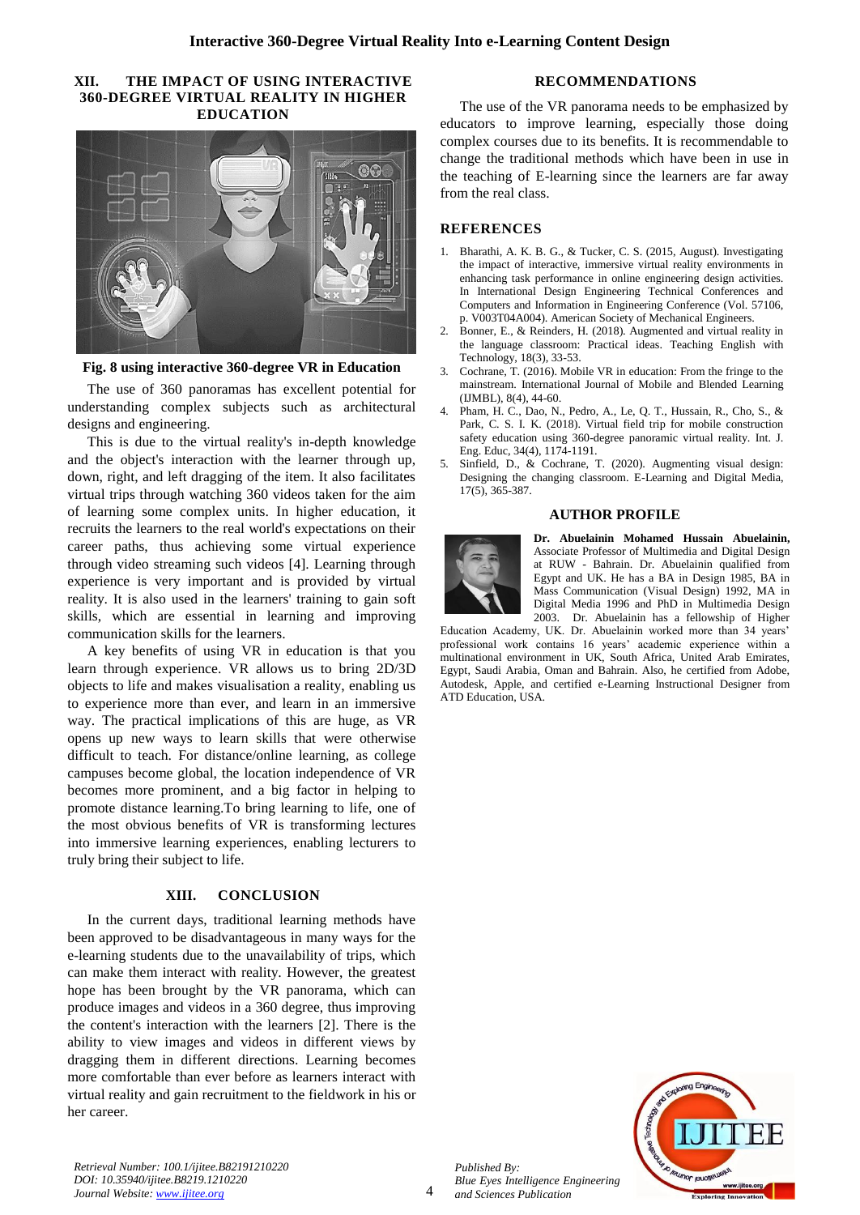## XII. THE IMPACT OF USING INTERACTIVE 360-DEGREE VIRTUAL REALITY IN HIGHER EDUCATION

**Fig. 8 using interactive 360-degree VR in Education**

The use of 360 panoramas has excellent potential for understanding complex subjects such as architectural designs and engineering.

This is due to the virtual reality's in-depth knowledge and the object's interaction with the learner through up, down, right, and left dragging of the item. It also facilitates virtual trips through watching 360 videos taken for the aim of learning some complex units. In higher education, it recruits the learners to the real world's expectations on their career paths, thus achieving some virtual experience through video streaming such videos [4]. Learning through experience is very important and is provided by virtual reality. It is also used in the learners' training to gain soft skills, which are essential in learning and improving communication skills for the learners.

A key benefits of using VR in education is that you learn through experience. VR allows us to bring 2D/3D objects to life and makes visualisation a reality, enabling us to experience more than ever, and learn in an immersive way. The practical implications of this are huge, as VR opens up new ways to learn skills that were otherwise difficult to teach. For distance/online learning, as college campuses become global, the location independence of VR becomes more prominent, and a big factor in helping to promote distance learning.To bring learning to life, one of the most obvious benefits of VR is transforming lectures into immersive learning experiences, enabling lecturers to truly bring their subject to life.

## XIII. CONCLUSION

In the current days, traditional learning methods have been approved to be disadvantageous in many ways for the e-learning students due to the unavailability of trips, which can make them interact with reality. However, the greatest hope has been brought by the VR panorama, which can produce images and videos in a 360 degree, thus improving the content's interaction with the learners [2]. There is the ability to view images and videos in different views by dragging them in different directions. Learning becomes more comfortable than ever before as learners interact with virtual reality and gain recruitment to the fieldwork in his or her career.

## RECOMMENDATIONS

The use of the VR panorama needs to be emphasized by educators to improve learning, especially those doing complex courses due to its benefits. It is recommendable to change the traditional methods which have been in use in the teaching of E-learning since the learners are far away from the real class.

## REFERENCES

1. Bharathi, A. K. B. G., & Tucker, C. S. (2015, August). Investigating the impact of interactive, immersive virtual reality environments in enhancing task performance in online engineering design activities. In International Design Engineering Technical Conferences and Computers and Information in Engineering Conference (Vol. 57106, p. V003T04A004). American Society of Mechanical Engineers.
2. Bonner, E., & Reinders, H. (2018). Augmented and virtual reality in the language classroom: Practical ideas. Teaching English with Technology, 18(3), 33-53.
3. Cochrane, T. (2016). Mobile VR in education: From the fringe to the mainstream. International Journal of Mobile and Blended Learning (IJMBL), 8(4), 44-60.
4. Pham, H. C., Dao, N., Pedro, A., Le, Q. T., Hussain, R., Cho, S., & Park, C. S. I. K. (2018). Virtual field trip for mobile construction safety education using 360-degree panoramic virtual reality. Int. J. Eng. Educ, 34(4), 1174-1191.
5. Sinfield, D., & Cochrane, T. (2020). Augmenting visual design: Designing the changing classroom. E-Learning and Digital Media, 17(5), 365-387.

## AUTHOR PROFILE

**Dr. Abuelainin Mohamed Hussain Abuelainin,** Associate Professor of Multimedia and Digital Design at RUW - Bahrain. Dr. Abuelainin qualified from Egypt and UK. He has a BA in Design 1985, BA in Mass Communication (Visual Design) 1992, MA in Digital Media 1996 and PhD in Multimedia Design 2003. Dr. Abuelainin has a fellowship of Higher Education Academy, UK. Dr. Abuelainin worked more than 34 years' professional work contains 16 years' academic experience within a multinational environment in UK, South Africa, United Arab Emirates, Egypt, Saudi Arabia, Oman and Bahrain. Also, he certified from Adobe, Autodesk, Apple, and certified e-Learning Instructional Designer from ATD Education, USA.